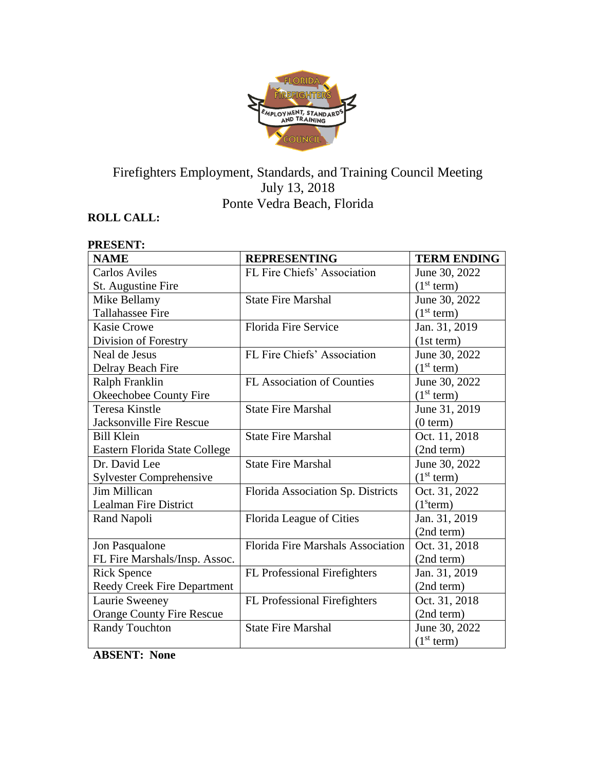Firefighters Employment, Standards, and Training Council Meeting
July 13, 2018
Ponte Vedra Beach, Florida

**ROLL CALL:**

**PRESENT:**

| **NAME** | **REPRESENTING** | **TERM ENDING** |
|---|---|---|
| Carlos Aviles<br>St. Augustine Fire | FL Fire Chiefs' Association | June 30, 2022<br>(1st term) |
| Mike Bellamy<br>Tallahassee Fire | State Fire Marshal | June 30, 2022<br>(1st term) |
| Kasie Crowe<br>Division of Forestry | Florida Fire Service | Jan. 31, 2019<br>(1st term) |
| Neal de Jesus<br>Delray Beach Fire | FL Fire Chiefs' Association | June 30, 2022<br>(1st term) |
| Ralph Franklin<br>Okeechobee County Fire | FL Association of Counties | June 30, 2022<br>(1st term) |
| Teresa Kinstle<br>Jacksonville Fire Rescue | State Fire Marshal | June 31, 2019<br>(0 term) |
| Bill Klein<br>Eastern Florida State College | State Fire Marshal | Oct. 11, 2018<br>(2nd term) |
| Dr. David Lee<br>Sylvester Comprehensive | State Fire Marshal | June 30, 2022<br>(1st term) |
| Jim Millican<br>Lealman Fire District | Florida Association Sp. Districts | Oct. 31, 2022<br>(1sterm) |
| Rand Napoli | Florida League of Cities | Jan. 31, 2019<br>(2nd term) |
| Jon Pasqualone<br>FL Fire Marshals/Insp. Assoc. | Florida Fire Marshals Association | Oct. 31, 2018<br>(2nd term) |
| Rick Spence<br>Reedy Creek Fire Department | FL Professional Firefighters | Jan. 31, 2019<br>(2nd term) |
| Laurie Sweeney<br>Orange County Fire Rescue | FL Professional Firefighters | Oct. 31, 2018<br>(2nd term) |
| Randy Touchton | State Fire Marshal | June 30, 2022<br>(1st term) |

**ABSENT: None**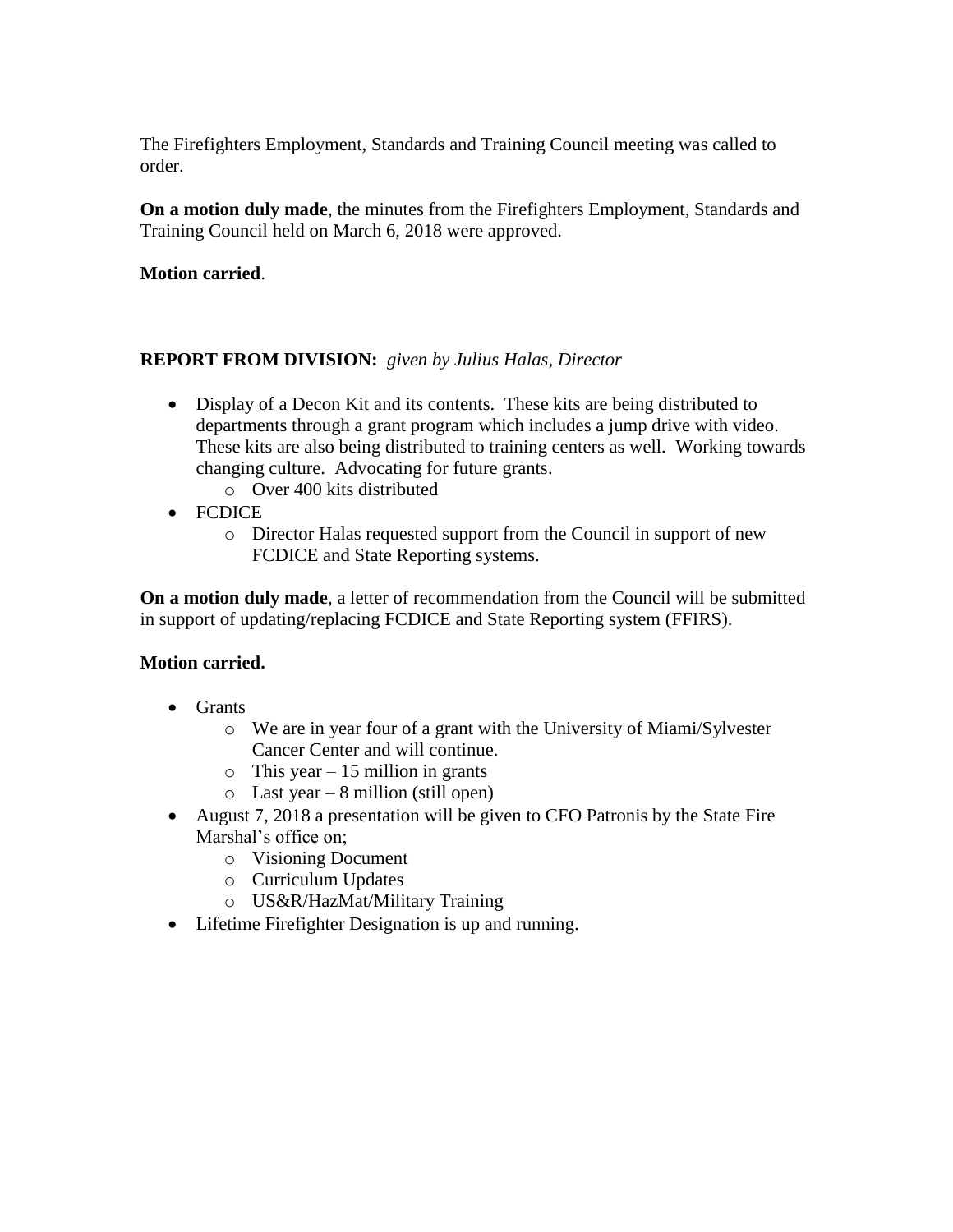The Firefighters Employment, Standards and Training Council meeting was called to order.

**On a motion duly made**, the minutes from the Firefighters Employment, Standards and Training Council held on March 6, 2018 were approved.

**Motion carried**.

**REPORT FROM DIVISION:** *given by Julius Halas, Director*

- Display of a Decon Kit and its contents. These kits are being distributed to departments through a grant program which includes a jump drive with video. These kits are also being distributed to training centers as well. Working towards changing culture. Advocating for future grants.
  - Over 400 kits distributed
- FCDICE
  - Director Halas requested support from the Council in support of new FCDICE and State Reporting systems.

**On a motion duly made**, a letter of recommendation from the Council will be submitted in support of updating/replacing FCDICE and State Reporting system (FFIRS).

**Motion carried.**

- Grants
  - We are in year four of a grant with the University of Miami/Sylvester Cancer Center and will continue.
  - This year – 15 million in grants
  - Last year – 8 million (still open)
- August 7, 2018 a presentation will be given to CFO Patronis by the State Fire Marshal's office on;
  - Visioning Document
  - Curriculum Updates
  - US&R/HazMat/Military Training
- Lifetime Firefighter Designation is up and running.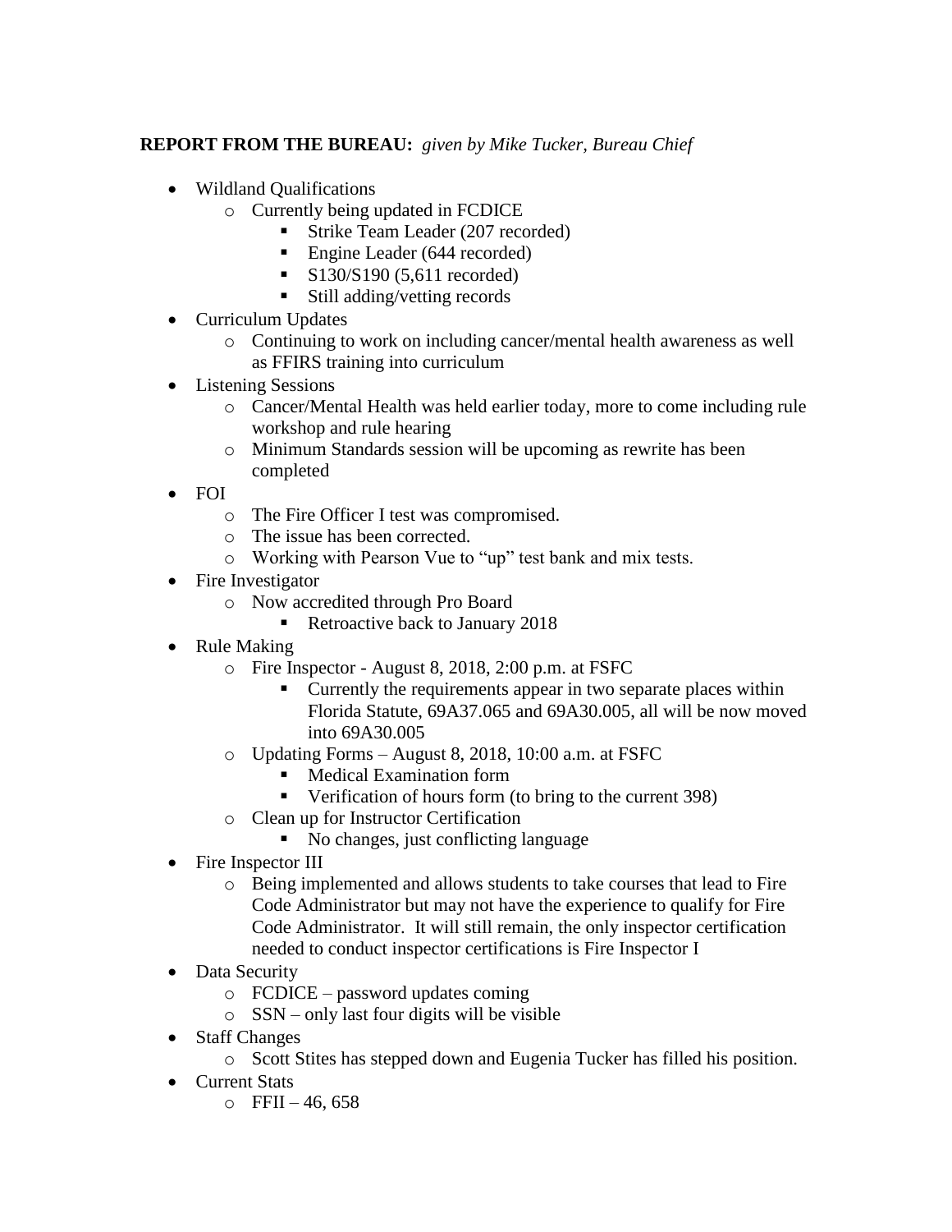**REPORT FROM THE BUREAU:** *given by Mike Tucker, Bureau Chief*

- Wildland Qualifications
  - Currently being updated in FCDICE
    - Strike Team Leader (207 recorded)
    - Engine Leader (644 recorded)
    - S130/S190 (5,611 recorded)
    - Still adding/vetting records
- Curriculum Updates
  - Continuing to work on including cancer/mental health awareness as well as FFIRS training into curriculum
- Listening Sessions
  - Cancer/Mental Health was held earlier today, more to come including rule workshop and rule hearing
  - Minimum Standards session will be upcoming as rewrite has been completed
- FOI
  - The Fire Officer I test was compromised.
  - The issue has been corrected.
  - Working with Pearson Vue to "up" test bank and mix tests.
- Fire Investigator
  - Now accredited through Pro Board
    - Retroactive back to January 2018
- Rule Making
  - Fire Inspector - August 8, 2018, 2:00 p.m. at FSFC
    - Currently the requirements appear in two separate places within Florida Statute, 69A37.065 and 69A30.005, all will be now moved into 69A30.005
  - Updating Forms – August 8, 2018, 10:00 a.m. at FSFC
    - Medical Examination form
    - Verification of hours form (to bring to the current 398)
  - Clean up for Instructor Certification
    - No changes, just conflicting language
- Fire Inspector III
  - Being implemented and allows students to take courses that lead to Fire Code Administrator but may not have the experience to qualify for Fire Code Administrator. It will still remain, the only inspector certification needed to conduct inspector certifications is Fire Inspector I
- Data Security
  - FCDICE – password updates coming
  - SSN – only last four digits will be visible
- Staff Changes
  - Scott Stites has stepped down and Eugenia Tucker has filled his position.
- Current Stats
  - FFII – 46, 658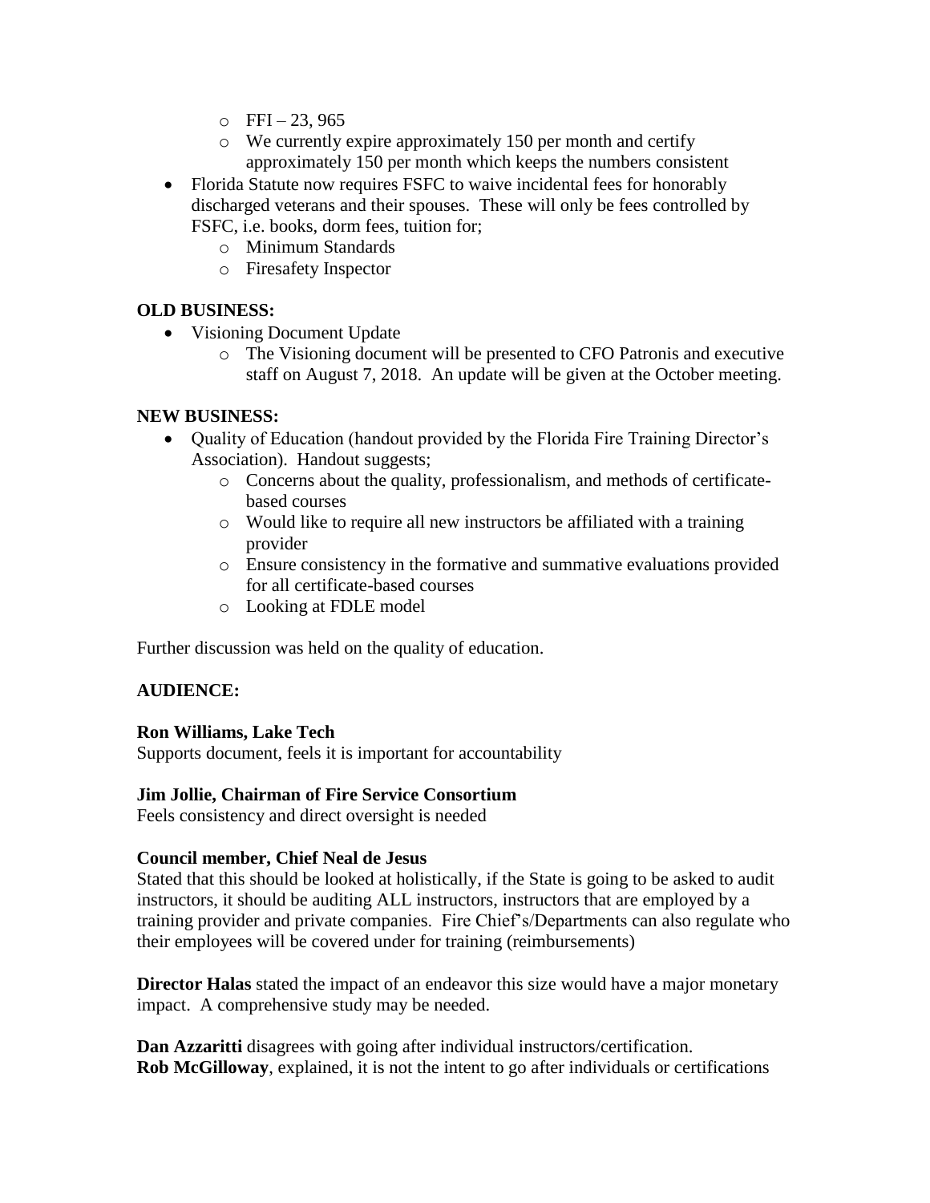- FFI – 23, 965
  - We currently expire approximately 150 per month and certify approximately 150 per month which keeps the numbers consistent
- Florida Statute now requires FSFC to waive incidental fees for honorably discharged veterans and their spouses. These will only be fees controlled by FSFC, i.e. books, dorm fees, tuition for;
  - Minimum Standards
  - Firesafety Inspector

**OLD BUSINESS:**

- Visioning Document Update
  - The Visioning document will be presented to CFO Patronis and executive staff on August 7, 2018. An update will be given at the October meeting.

**NEW BUSINESS:**

- Quality of Education (handout provided by the Florida Fire Training Director's Association). Handout suggests;
  - Concerns about the quality, professionalism, and methods of certificate-based courses
  - Would like to require all new instructors be affiliated with a training provider
  - Ensure consistency in the formative and summative evaluations provided for all certificate-based courses
  - Looking at FDLE model

Further discussion was held on the quality of education.

**AUDIENCE:**

**Ron Williams, Lake Tech**
Supports document, feels it is important for accountability

**Jim Jollie, Chairman of Fire Service Consortium**
Feels consistency and direct oversight is needed

**Council member, Chief Neal de Jesus**
Stated that this should be looked at holistically, if the State is going to be asked to audit instructors, it should be auditing ALL instructors, instructors that are employed by a training provider and private companies. Fire Chief's/Departments can also regulate who their employees will be covered under for training (reimbursements)

**Director Halas** stated the impact of an endeavor this size would have a major monetary impact. A comprehensive study may be needed.

**Dan Azzaritti** disagrees with going after individual instructors/certification.
**Rob McGilloway**, explained, it is not the intent to go after individuals or certifications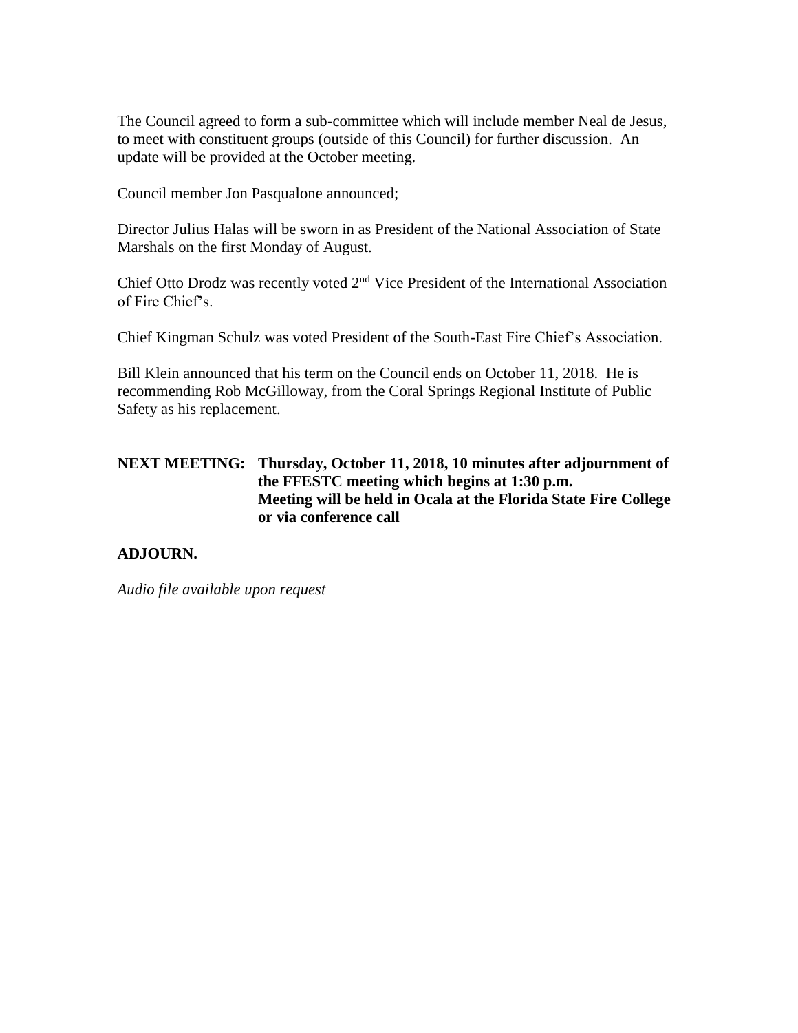The Council agreed to form a sub-committee which will include member Neal de Jesus, to meet with constituent groups (outside of this Council) for further discussion. An update will be provided at the October meeting.

Council member Jon Pasqualone announced;

Director Julius Halas will be sworn in as President of the National Association of State Marshals on the first Monday of August.

Chief Otto Drodz was recently voted 2nd Vice President of the International Association of Fire Chief's.

Chief Kingman Schulz was voted President of the South-East Fire Chief's Association.

Bill Klein announced that his term on the Council ends on October 11, 2018. He is recommending Rob McGilloway, from the Coral Springs Regional Institute of Public Safety as his replacement.

**NEXT MEETING: Thursday, October 11, 2018, 10 minutes after adjournment of the FFESTC meeting which begins at 1:30 p.m. Meeting will be held in Ocala at the Florida State Fire College or via conference call**

**ADJOURN.**

*Audio file available upon request*